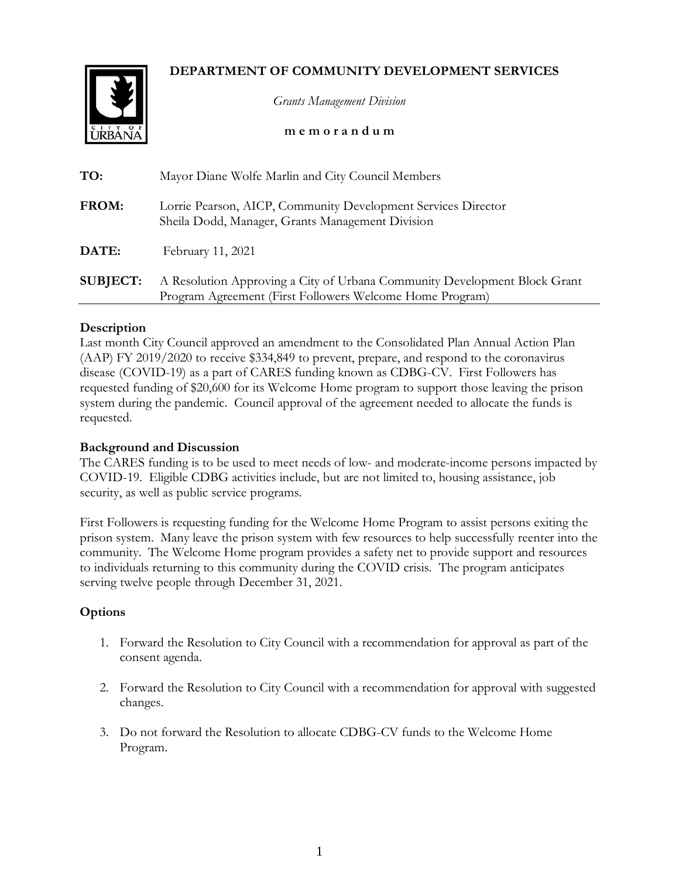# DEPARTMENT OF COMMUNITY DEVELOPMENT SERVICES

*Grants Management Division*

**m e m o r a n d u m**

**TO:** Mayor Diane Wolfe Marlin and City Council Members

**FROM:** Lorrie Pearson, AICP, Community Development Services Director
Sheila Dodd, Manager, Grants Management Division

**DATE:** February 11, 2021

**SUBJECT:** A Resolution Approving a City of Urbana Community Development Block Grant Program Agreement (First Followers Welcome Home Program)

## Description

Last month City Council approved an amendment to the Consolidated Plan Annual Action Plan (AAP) FY 2019/2020 to receive $334,849 to prevent, prepare, and respond to the coronavirus disease (COVID-19) as a part of CARES funding known as CDBG-CV. First Followers has requested funding of $20,600 for its Welcome Home program to support those leaving the prison system during the pandemic. Council approval of the agreement needed to allocate the funds is requested.

## Background and Discussion

The CARES funding is to be used to meet needs of low- and moderate-income persons impacted by COVID-19. Eligible CDBG activities include, but are not limited to, housing assistance, job security, as well as public service programs.

First Followers is requesting funding for the Welcome Home Program to assist persons exiting the prison system. Many leave the prison system with few resources to help successfully reenter into the community. The Welcome Home program provides a safety net to provide support and resources to individuals returning to this community during the COVID crisis. The program anticipates serving twelve people through December 31, 2021.

## Options

1. Forward the Resolution to City Council with a recommendation for approval as part of the consent agenda.

2. Forward the Resolution to City Council with a recommendation for approval with suggested changes.

3. Do not forward the Resolution to allocate CDBG-CV funds to the Welcome Home Program.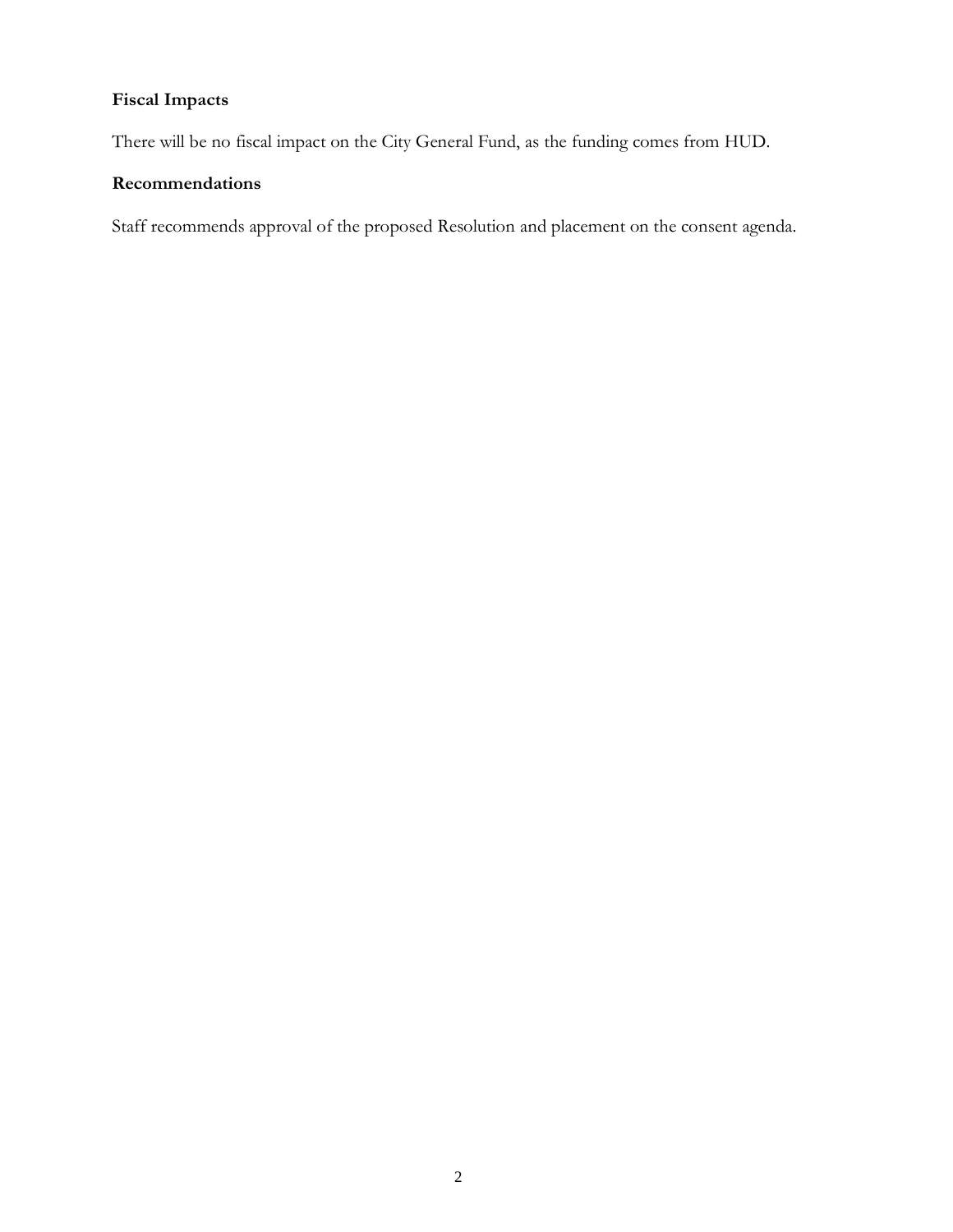**Fiscal Impacts**

There will be no fiscal impact on the City General Fund, as the funding comes from HUD.

**Recommendations**

Staff recommends approval of the proposed Resolution and placement on the consent agenda.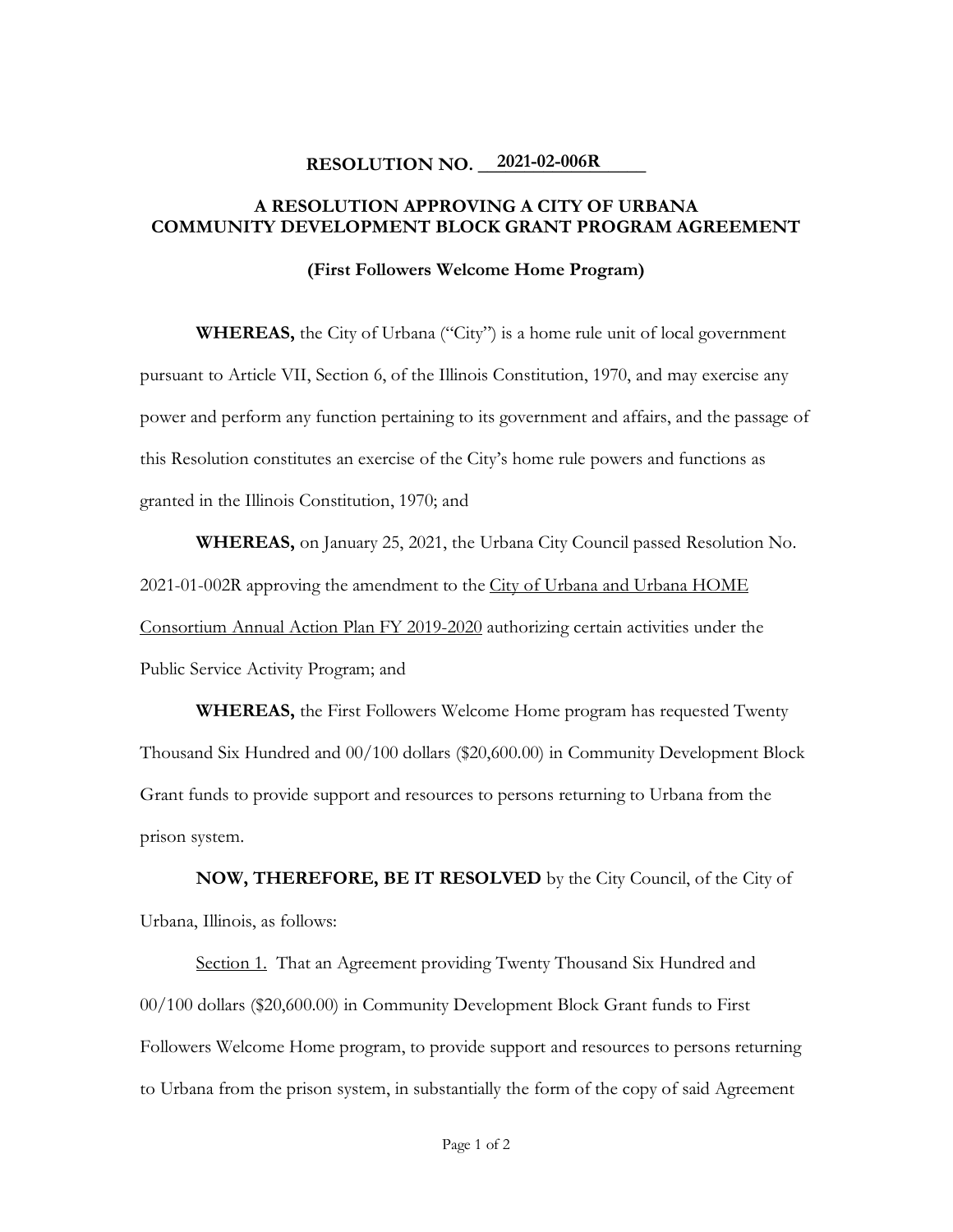**RESOLUTION NO. 2021-02-006R**

**A RESOLUTION APPROVING A CITY OF URBANA COMMUNITY DEVELOPMENT BLOCK GRANT PROGRAM AGREEMENT**

**(First Followers Welcome Home Program)**

**WHEREAS,** the City of Urbana ("City") is a home rule unit of local government pursuant to Article VII, Section 6, of the Illinois Constitution, 1970, and may exercise any power and perform any function pertaining to its government and affairs, and the passage of this Resolution constitutes an exercise of the City's home rule powers and functions as granted in the Illinois Constitution, 1970; and

**WHEREAS,** on January 25, 2021, the Urbana City Council passed Resolution No. 2021-01-002R approving the amendment to the City of Urbana and Urbana HOME Consortium Annual Action Plan FY 2019-2020 authorizing certain activities under the Public Service Activity Program; and

**WHEREAS,** the First Followers Welcome Home program has requested Twenty Thousand Six Hundred and 00/100 dollars ($20,600.00) in Community Development Block Grant funds to provide support and resources to persons returning to Urbana from the prison system.

**NOW, THEREFORE, BE IT RESOLVED** by the City Council, of the City of Urbana, Illinois, as follows:

Section 1. That an Agreement providing Twenty Thousand Six Hundred and 00/100 dollars ($20,600.00) in Community Development Block Grant funds to First Followers Welcome Home program, to provide support and resources to persons returning to Urbana from the prison system, in substantially the form of the copy of said Agreement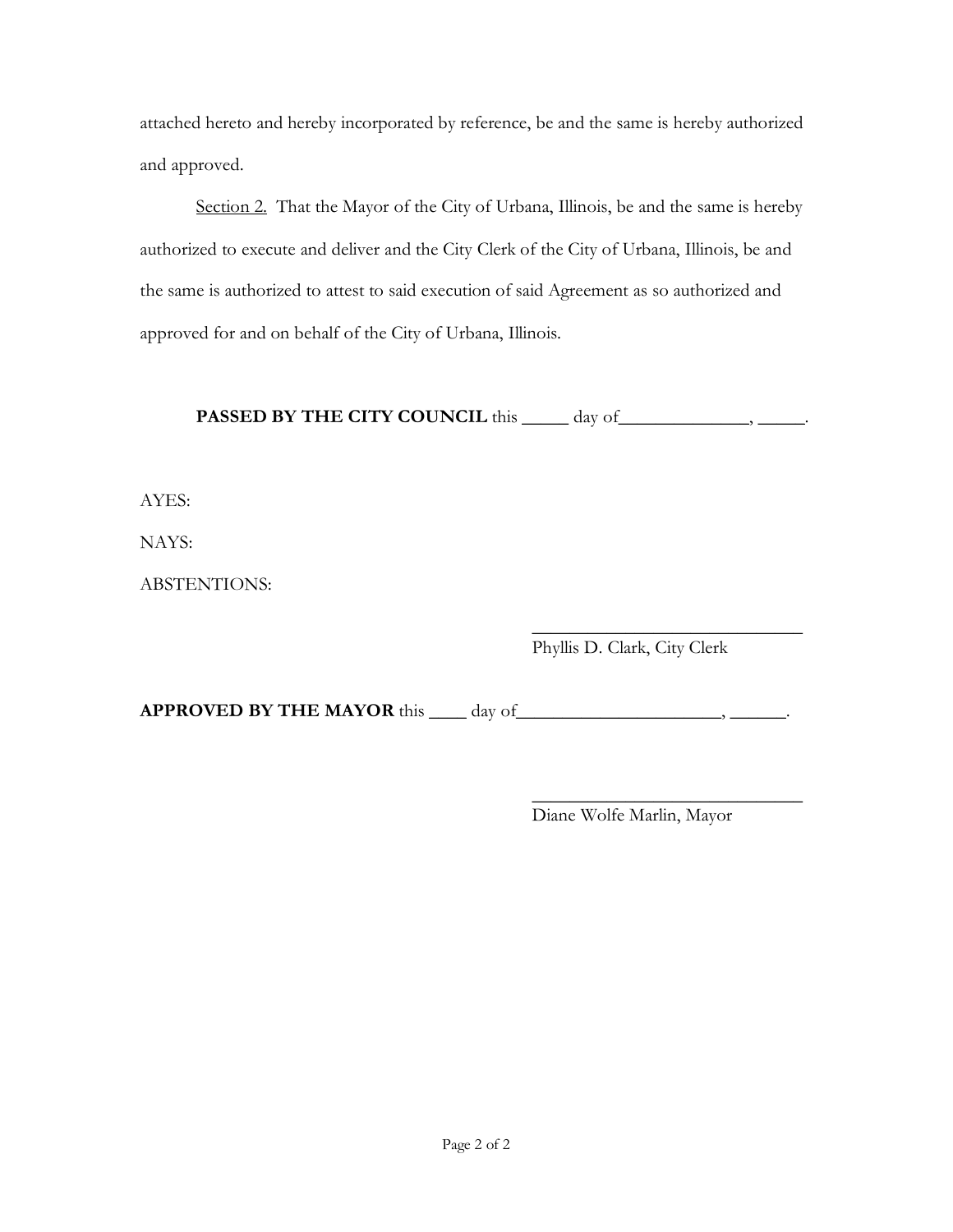attached hereto and hereby incorporated by reference, be and the same is hereby authorized and approved.

Section 2. That the Mayor of the City of Urbana, Illinois, be and the same is hereby authorized to execute and deliver and the City Clerk of the City of Urbana, Illinois, be and the same is authorized to attest to said execution of said Agreement as so authorized and approved for and on behalf of the City of Urbana, Illinois.

**PASSED BY THE CITY COUNCIL** this _____ day of______________, _____.

AYES:

NAYS:

ABSTENTIONS:

_______________________________
Phyllis D. Clark, City Clerk

**APPROVED BY THE MAYOR** this ____ day of______________________, ______.

_______________________________
Diane Wolfe Marlin, Mayor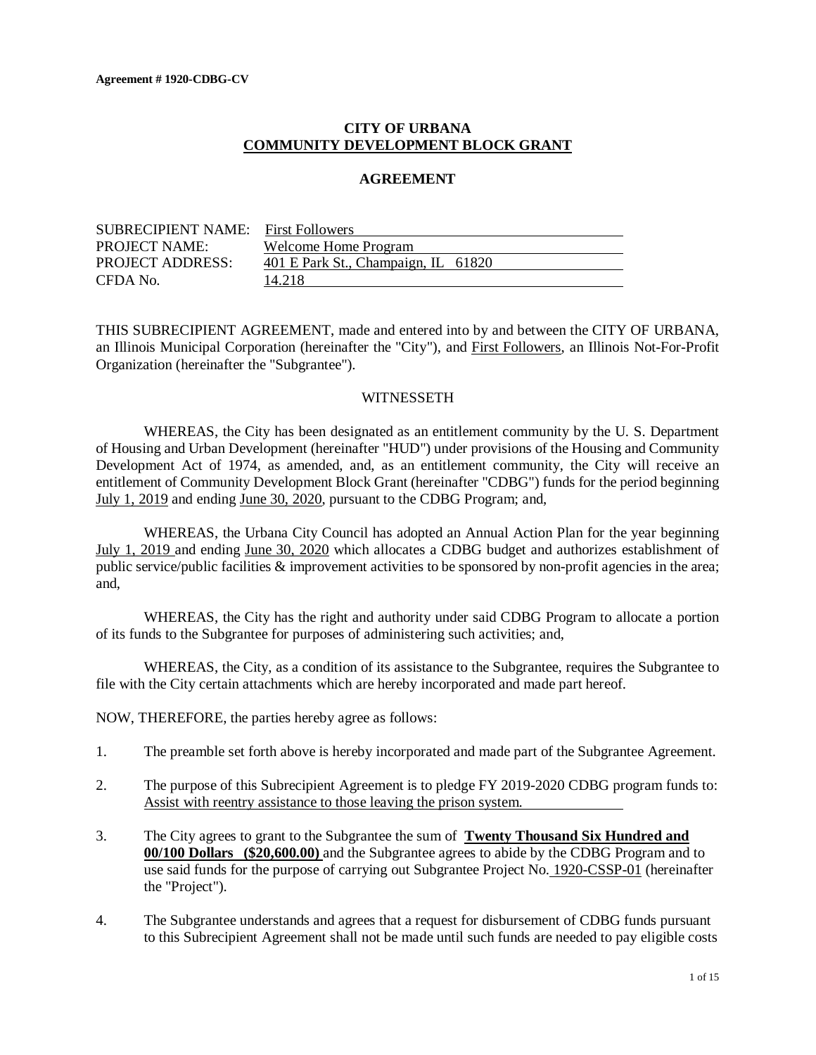**Agreement # 1920-CDBG-CV**

# CITY OF URBANA
## COMMUNITY DEVELOPMENT BLOCK GRANT

### AGREEMENT

| | |
|---|---|
| SUBRECIPIENT NAME: | First Followers |
| PROJECT NAME: | Welcome Home Program |
| PROJECT ADDRESS: | 401 E Park St., Champaign, IL 61820 |
| CFDA No. | 14.218 |

THIS SUBRECIPIENT AGREEMENT, made and entered into by and between the CITY OF URBANA, an Illinois Municipal Corporation (hereinafter the "City"), and First Followers, an Illinois Not-For-Profit Organization (hereinafter the "Subgrantee").

WITNESSETH

WHEREAS, the City has been designated as an entitlement community by the U. S. Department of Housing and Urban Development (hereinafter "HUD") under provisions of the Housing and Community Development Act of 1974, as amended, and, as an entitlement community, the City will receive an entitlement of Community Development Block Grant (hereinafter "CDBG") funds for the period beginning July 1, 2019 and ending June 30, 2020, pursuant to the CDBG Program; and,

WHEREAS, the Urbana City Council has adopted an Annual Action Plan for the year beginning July 1, 2019 and ending June 30, 2020 which allocates a CDBG budget and authorizes establishment of public service/public facilities & improvement activities to be sponsored by non-profit agencies in the area; and,

WHEREAS, the City has the right and authority under said CDBG Program to allocate a portion of its funds to the Subgrantee for purposes of administering such activities; and,

WHEREAS, the City, as a condition of its assistance to the Subgrantee, requires the Subgrantee to file with the City certain attachments which are hereby incorporated and made part hereof.

NOW, THEREFORE, the parties hereby agree as follows:

1. The preamble set forth above is hereby incorporated and made part of the Subgrantee Agreement.

2. The purpose of this Subrecipient Agreement is to pledge FY 2019-2020 CDBG program funds to: Assist with reentry assistance to those leaving the prison system.

3. The City agrees to grant to the Subgrantee the sum of **Twenty Thousand Six Hundred and 00/100 Dollars ($20,600.00)** and the Subgrantee agrees to abide by the CDBG Program and to use said funds for the purpose of carrying out Subgrantee Project No. 1920-CSSP-01 (hereinafter the "Project").

4. The Subgrantee understands and agrees that a request for disbursement of CDBG funds pursuant to this Subrecipient Agreement shall not be made until such funds are needed to pay eligible costs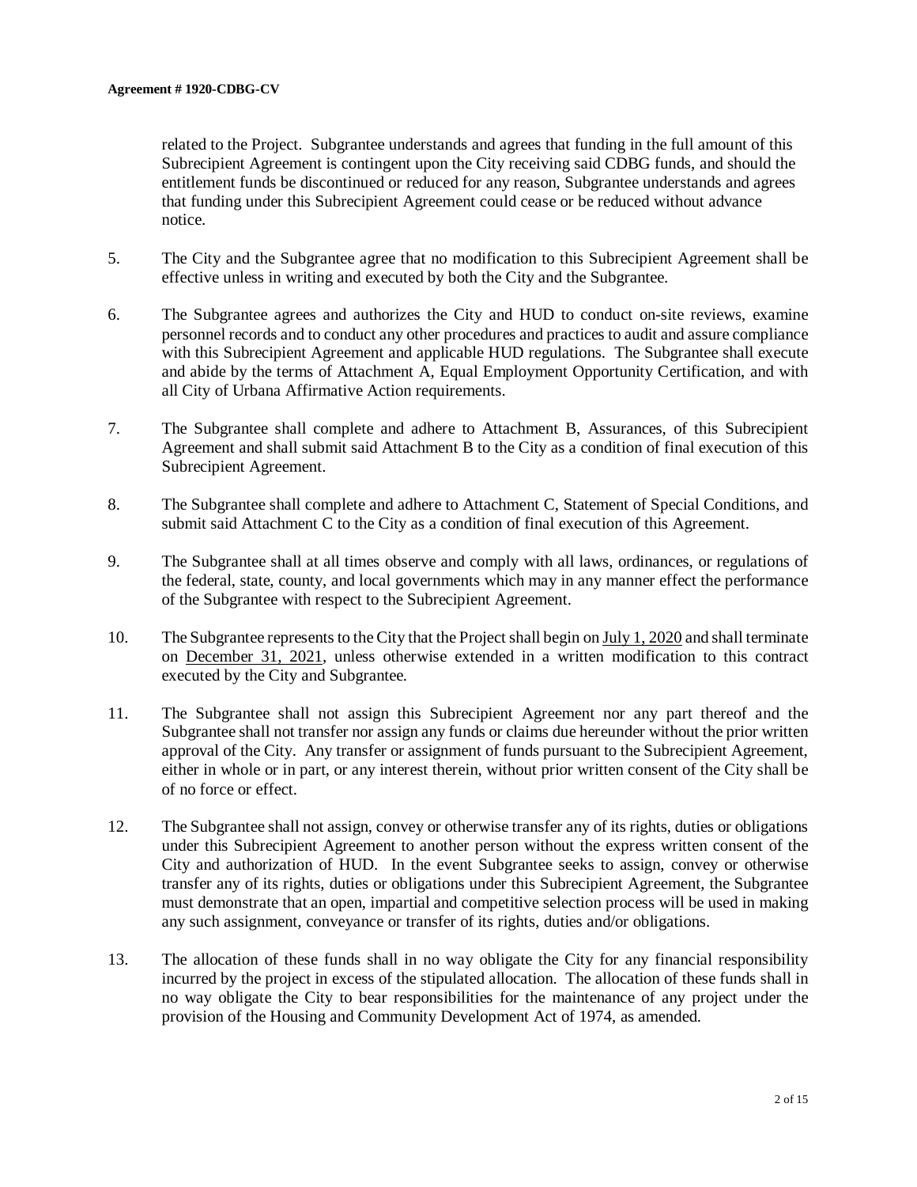related to the Project. Subgrantee understands and agrees that funding in the full amount of this Subrecipient Agreement is contingent upon the City receiving said CDBG funds, and should the entitlement funds be discontinued or reduced for any reason, Subgrantee understands and agrees that funding under this Subrecipient Agreement could cease or be reduced without advance notice.

5. The City and the Subgrantee agree that no modification to this Subrecipient Agreement shall be effective unless in writing and executed by both the City and the Subgrantee.

6. The Subgrantee agrees and authorizes the City and HUD to conduct on-site reviews, examine personnel records and to conduct any other procedures and practices to audit and assure compliance with this Subrecipient Agreement and applicable HUD regulations. The Subgrantee shall execute and abide by the terms of Attachment A, Equal Employment Opportunity Certification, and with all City of Urbana Affirmative Action requirements.

7. The Subgrantee shall complete and adhere to Attachment B, Assurances, of this Subrecipient Agreement and shall submit said Attachment B to the City as a condition of final execution of this Subrecipient Agreement.

8. The Subgrantee shall complete and adhere to Attachment C, Statement of Special Conditions, and submit said Attachment C to the City as a condition of final execution of this Agreement.

9. The Subgrantee shall at all times observe and comply with all laws, ordinances, or regulations of the federal, state, county, and local governments which may in any manner effect the performance of the Subgrantee with respect to the Subrecipient Agreement.

10. The Subgrantee represents to the City that the Project shall begin on July 1, 2020 and shall terminate on December 31, 2021, unless otherwise extended in a written modification to this contract executed by the City and Subgrantee.

11. The Subgrantee shall not assign this Subrecipient Agreement nor any part thereof and the Subgrantee shall not transfer nor assign any funds or claims due hereunder without the prior written approval of the City. Any transfer or assignment of funds pursuant to the Subrecipient Agreement, either in whole or in part, or any interest therein, without prior written consent of the City shall be of no force or effect.

12. The Subgrantee shall not assign, convey or otherwise transfer any of its rights, duties or obligations under this Subrecipient Agreement to another person without the express written consent of the City and authorization of HUD. In the event Subgrantee seeks to assign, convey or otherwise transfer any of its rights, duties or obligations under this Subrecipient Agreement, the Subgrantee must demonstrate that an open, impartial and competitive selection process will be used in making any such assignment, conveyance or transfer of its rights, duties and/or obligations.

13. The allocation of these funds shall in no way obligate the City for any financial responsibility incurred by the project in excess of the stipulated allocation. The allocation of these funds shall in no way obligate the City to bear responsibilities for the maintenance of any project under the provision of the Housing and Community Development Act of 1974, as amended.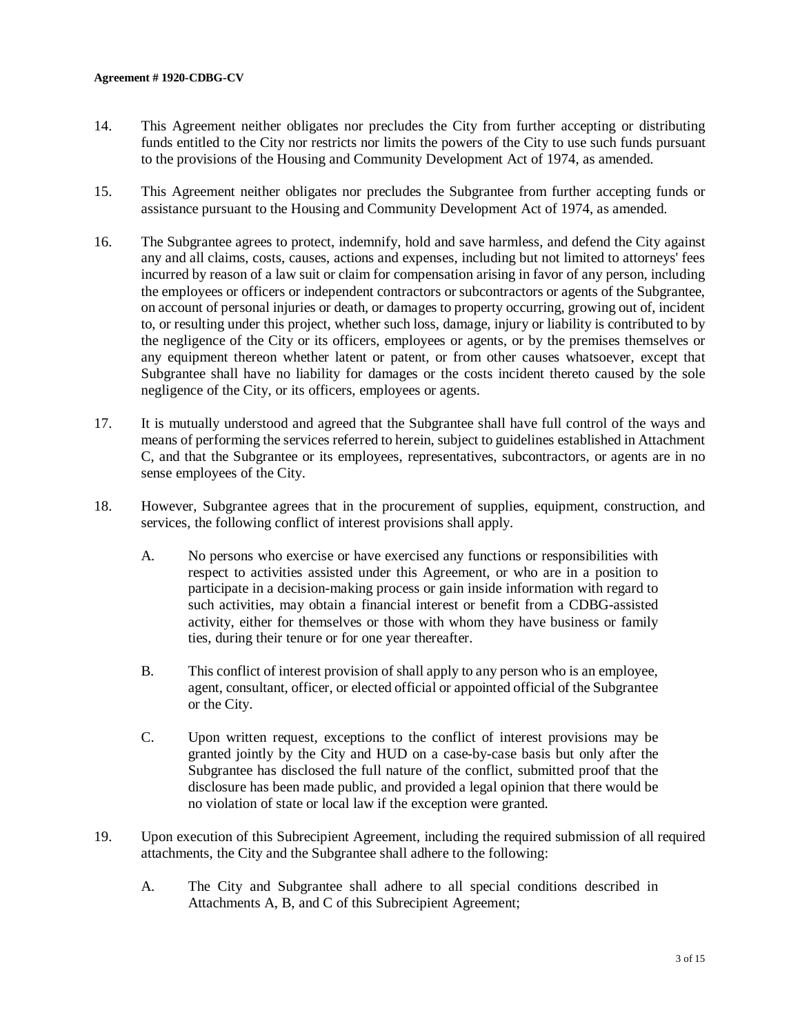14. This Agreement neither obligates nor precludes the City from further accepting or distributing funds entitled to the City nor restricts nor limits the powers of the City to use such funds pursuant to the provisions of the Housing and Community Development Act of 1974, as amended.

15. This Agreement neither obligates nor precludes the Subgrantee from further accepting funds or assistance pursuant to the Housing and Community Development Act of 1974, as amended.

16. The Subgrantee agrees to protect, indemnify, hold and save harmless, and defend the City against any and all claims, costs, causes, actions and expenses, including but not limited to attorneys' fees incurred by reason of a law suit or claim for compensation arising in favor of any person, including the employees or officers or independent contractors or subcontractors or agents of the Subgrantee, on account of personal injuries or death, or damages to property occurring, growing out of, incident to, or resulting under this project, whether such loss, damage, injury or liability is contributed to by the negligence of the City or its officers, employees or agents, or by the premises themselves or any equipment thereon whether latent or patent, or from other causes whatsoever, except that Subgrantee shall have no liability for damages or the costs incident thereto caused by the sole negligence of the City, or its officers, employees or agents.

17. It is mutually understood and agreed that the Subgrantee shall have full control of the ways and means of performing the services referred to herein, subject to guidelines established in Attachment C, and that the Subgrantee or its employees, representatives, subcontractors, or agents are in no sense employees of the City.

18. However, Subgrantee agrees that in the procurement of supplies, equipment, construction, and services, the following conflict of interest provisions shall apply.

    A. No persons who exercise or have exercised any functions or responsibilities with respect to activities assisted under this Agreement, or who are in a position to participate in a decision-making process or gain inside information with regard to such activities, may obtain a financial interest or benefit from a CDBG-assisted activity, either for themselves or those with whom they have business or family ties, during their tenure or for one year thereafter.

    B. This conflict of interest provision of shall apply to any person who is an employee, agent, consultant, officer, or elected official or appointed official of the Subgrantee or the City.

    C. Upon written request, exceptions to the conflict of interest provisions may be granted jointly by the City and HUD on a case-by-case basis but only after the Subgrantee has disclosed the full nature of the conflict, submitted proof that the disclosure has been made public, and provided a legal opinion that there would be no violation of state or local law if the exception were granted.

19. Upon execution of this Subrecipient Agreement, including the required submission of all required attachments, the City and the Subgrantee shall adhere to the following:

    A. The City and Subgrantee shall adhere to all special conditions described in Attachments A, B, and C of this Subrecipient Agreement;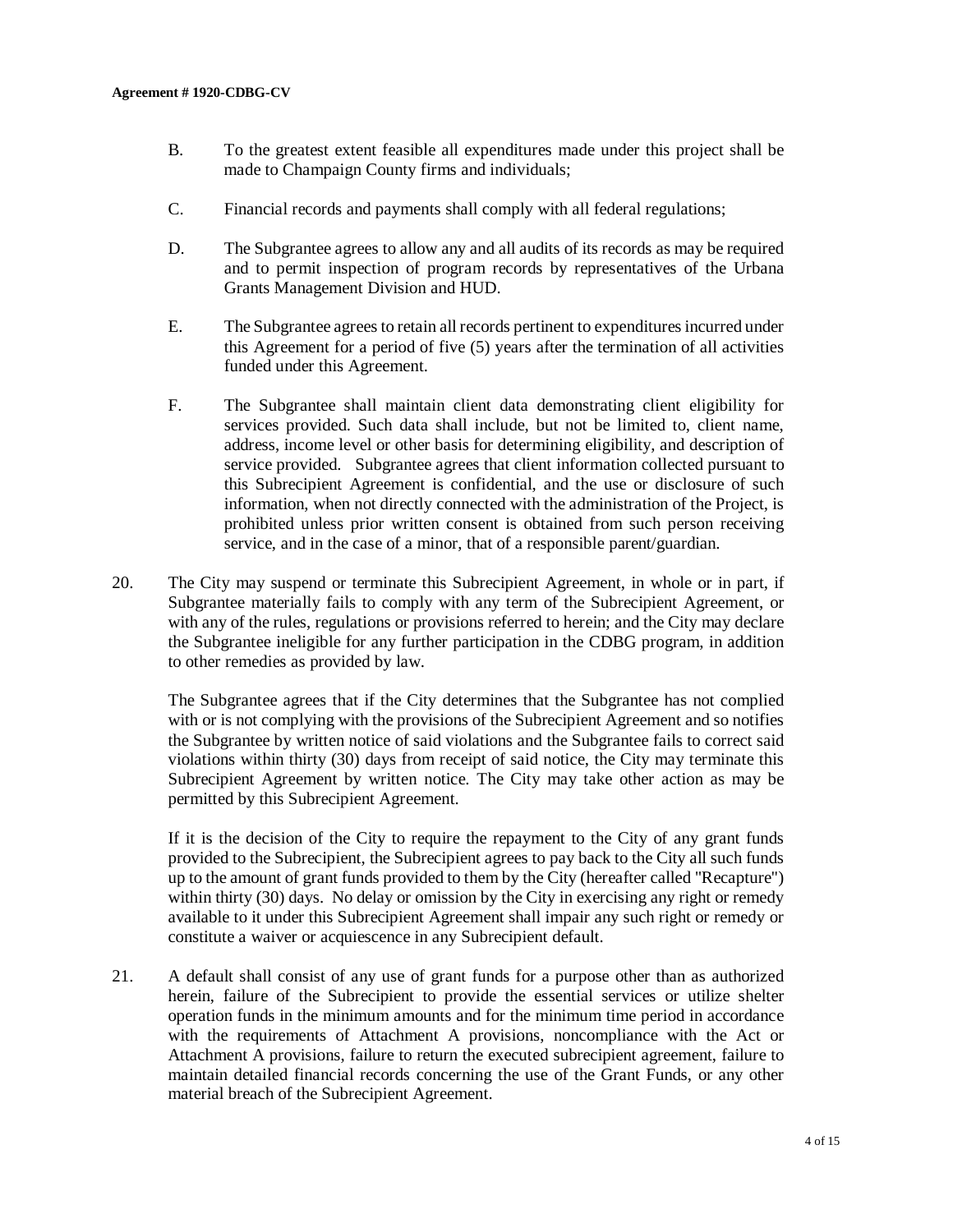B. To the greatest extent feasible all expenditures made under this project shall be made to Champaign County firms and individuals;

C. Financial records and payments shall comply with all federal regulations;

D. The Subgrantee agrees to allow any and all audits of its records as may be required and to permit inspection of program records by representatives of the Urbana Grants Management Division and HUD.

E. The Subgrantee agrees to retain all records pertinent to expenditures incurred under this Agreement for a period of five (5) years after the termination of all activities funded under this Agreement.

F. The Subgrantee shall maintain client data demonstrating client eligibility for services provided. Such data shall include, but not be limited to, client name, address, income level or other basis for determining eligibility, and description of service provided. Subgrantee agrees that client information collected pursuant to this Subrecipient Agreement is confidential, and the use or disclosure of such information, when not directly connected with the administration of the Project, is prohibited unless prior written consent is obtained from such person receiving service, and in the case of a minor, that of a responsible parent/guardian.

20. The City may suspend or terminate this Subrecipient Agreement, in whole or in part, if Subgrantee materially fails to comply with any term of the Subrecipient Agreement, or with any of the rules, regulations or provisions referred to herein; and the City may declare the Subgrantee ineligible for any further participation in the CDBG program, in addition to other remedies as provided by law.

    The Subgrantee agrees that if the City determines that the Subgrantee has not complied with or is not complying with the provisions of the Subrecipient Agreement and so notifies the Subgrantee by written notice of said violations and the Subgrantee fails to correct said violations within thirty (30) days from receipt of said notice, the City may terminate this Subrecipient Agreement by written notice. The City may take other action as may be permitted by this Subrecipient Agreement.

    If it is the decision of the City to require the repayment to the City of any grant funds provided to the Subrecipient, the Subrecipient agrees to pay back to the City all such funds up to the amount of grant funds provided to them by the City (hereafter called "Recapture") within thirty (30) days. No delay or omission by the City in exercising any right or remedy available to it under this Subrecipient Agreement shall impair any such right or remedy or constitute a waiver or acquiescence in any Subrecipient default.

21. A default shall consist of any use of grant funds for a purpose other than as authorized herein, failure of the Subrecipient to provide the essential services or utilize shelter operation funds in the minimum amounts and for the minimum time period in accordance with the requirements of Attachment A provisions, noncompliance with the Act or Attachment A provisions, failure to return the executed subrecipient agreement, failure to maintain detailed financial records concerning the use of the Grant Funds, or any other material breach of the Subrecipient Agreement.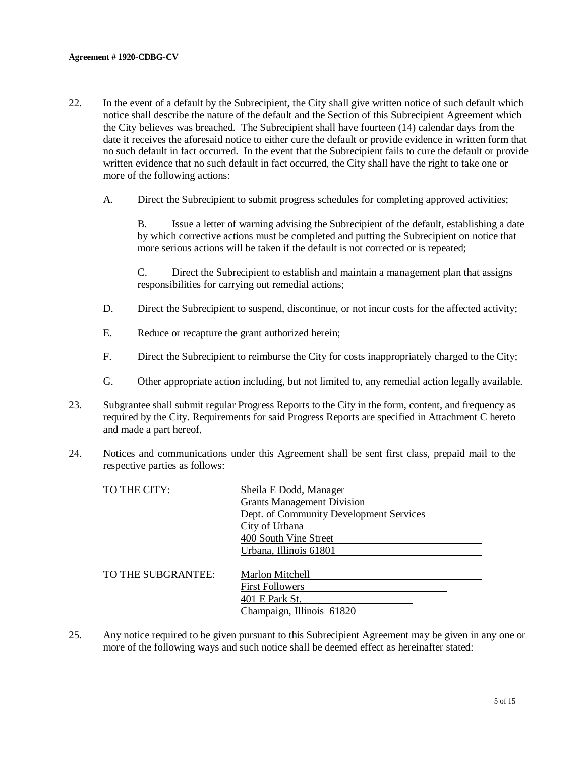22. In the event of a default by the Subrecipient, the City shall give written notice of such default which notice shall describe the nature of the default and the Section of this Subrecipient Agreement which the City believes was breached. The Subrecipient shall have fourteen (14) calendar days from the date it receives the aforesaid notice to either cure the default or provide evidence in written form that no such default in fact occurred. In the event that the Subrecipient fails to cure the default or provide written evidence that no such default in fact occurred, the City shall have the right to take one or more of the following actions:

    A. Direct the Subrecipient to submit progress schedules for completing approved activities;

    B. Issue a letter of warning advising the Subrecipient of the default, establishing a date by which corrective actions must be completed and putting the Subrecipient on notice that more serious actions will be taken if the default is not corrected or is repeated;

    C. Direct the Subrecipient to establish and maintain a management plan that assigns responsibilities for carrying out remedial actions;

    D. Direct the Subrecipient to suspend, discontinue, or not incur costs for the affected activity;

    E. Reduce or recapture the grant authorized herein;

    F. Direct the Subrecipient to reimburse the City for costs inappropriately charged to the City;

    G. Other appropriate action including, but not limited to, any remedial action legally available.

23. Subgrantee shall submit regular Progress Reports to the City in the form, content, and frequency as required by the City. Requirements for said Progress Reports are specified in Attachment C hereto and made a part hereof.

24. Notices and communications under this Agreement shall be sent first class, prepaid mail to the respective parties as follows:

TO THE CITY:

Sheila E Dodd, Manager
Grants Management Division
Dept. of Community Development Services
City of Urbana
400 South Vine Street
Urbana, Illinois 61801

TO THE SUBGRANTEE:

Marlon Mitchell
First Followers
401 E Park St.
Champaign, Illinois 61820

25. Any notice required to be given pursuant to this Subrecipient Agreement may be given in any one or more of the following ways and such notice shall be deemed effect as hereinafter stated: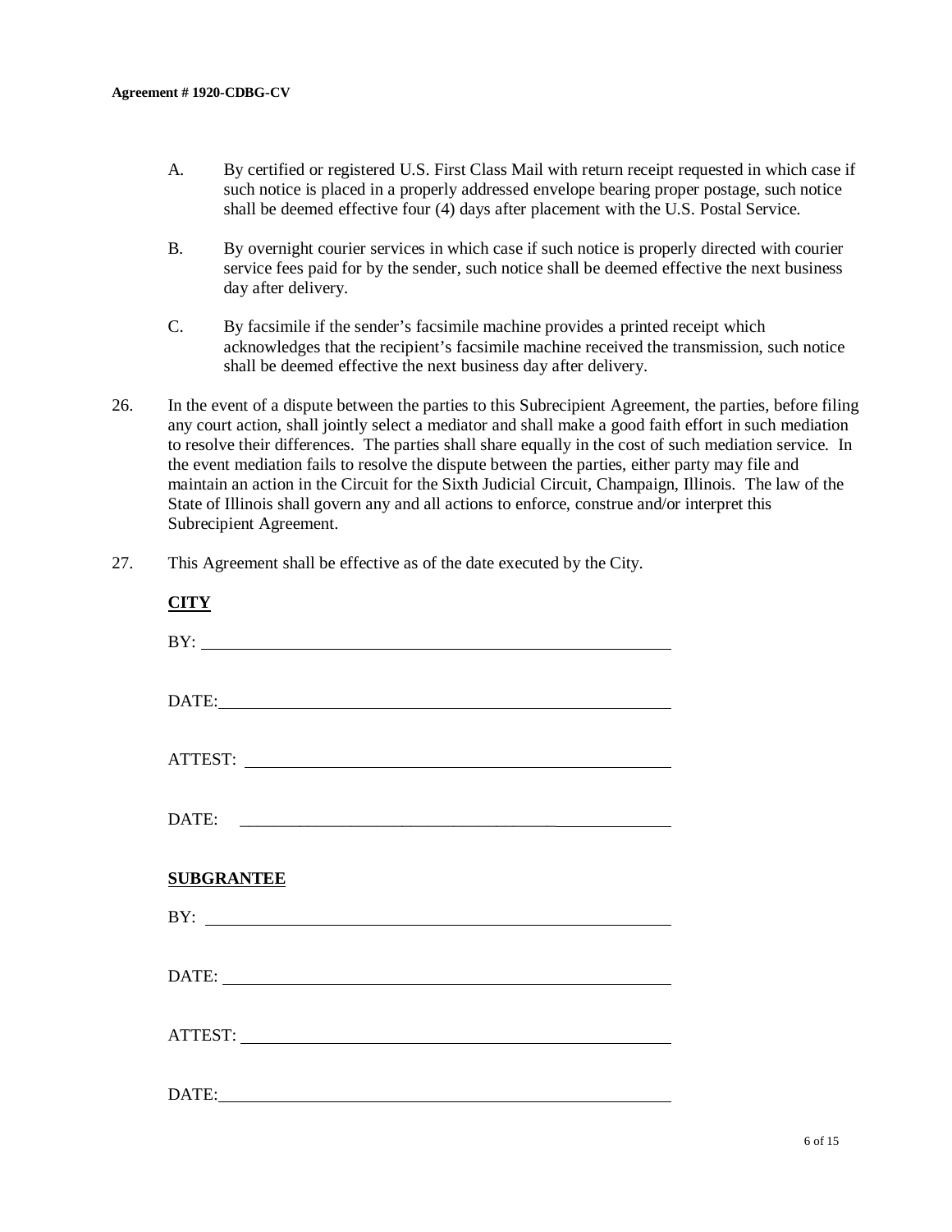A. By certified or registered U.S. First Class Mail with return receipt requested in which case if such notice is placed in a properly addressed envelope bearing proper postage, such notice shall be deemed effective four (4) days after placement with the U.S. Postal Service.

B. By overnight courier services in which case if such notice is properly directed with courier service fees paid for by the sender, such notice shall be deemed effective the next business day after delivery.

C. By facsimile if the sender's facsimile machine provides a printed receipt which acknowledges that the recipient's facsimile machine received the transmission, such notice shall be deemed effective the next business day after delivery.

26. In the event of a dispute between the parties to this Subrecipient Agreement, the parties, before filing any court action, shall jointly select a mediator and shall make a good faith effort in such mediation to resolve their differences. The parties shall share equally in the cost of such mediation service. In the event mediation fails to resolve the dispute between the parties, either party may file and maintain an action in the Circuit for the Sixth Judicial Circuit, Champaign, Illinois. The law of the State of Illinois shall govern any and all actions to enforce, construe and/or interpret this Subrecipient Agreement.

27. This Agreement shall be effective as of the date executed by the City.

**CITY**

BY: ______________________________________________

DATE: ______________________________________________

ATTEST: ______________________________________________

DATE: ______________________________________________

**SUBGRANTEE**

BY: ______________________________________________

DATE: ______________________________________________

ATTEST: ______________________________________________

DATE: ______________________________________________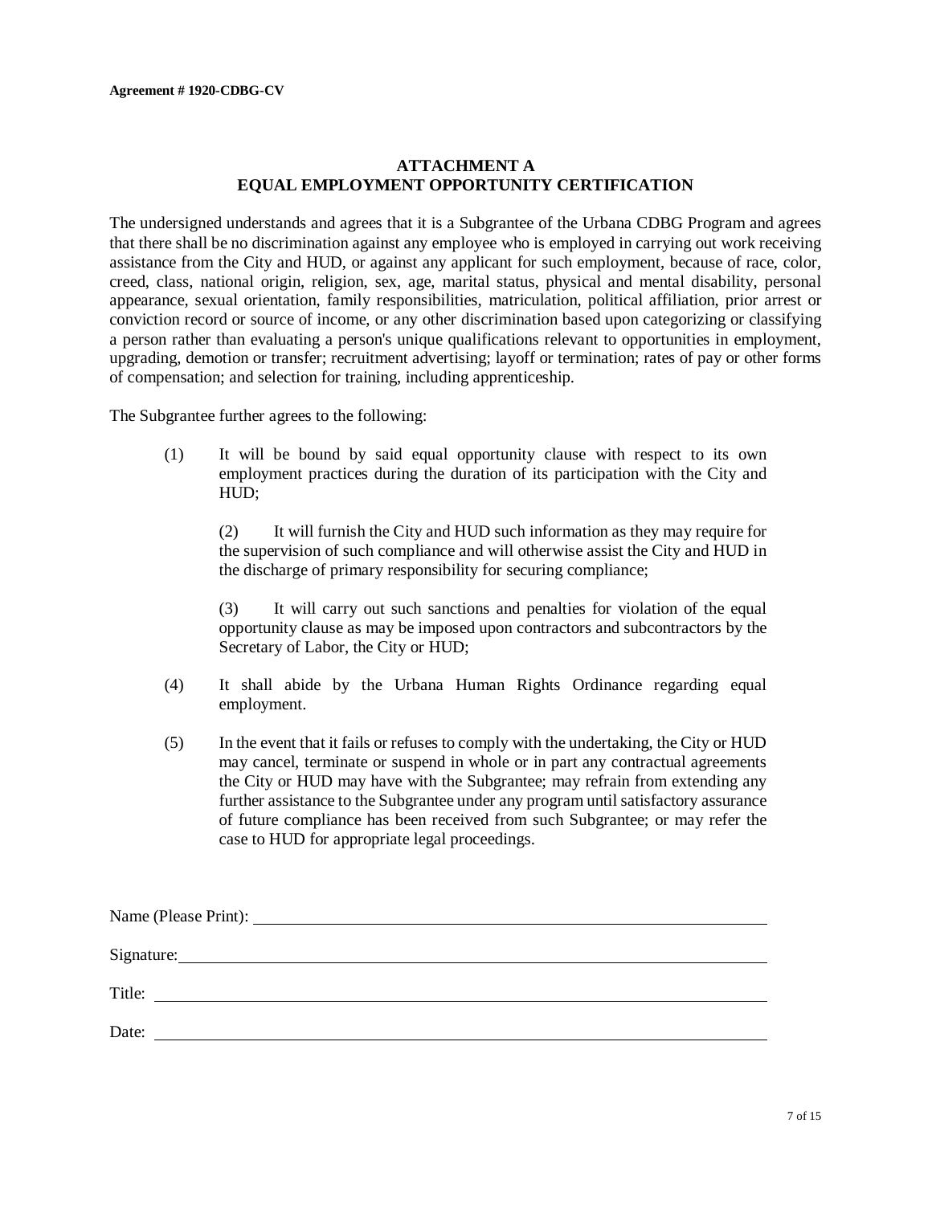**Agreement # 1920-CDBG-CV**

## ATTACHMENT A
## EQUAL EMPLOYMENT OPPORTUNITY CERTIFICATION

The undersigned understands and agrees that it is a Subgrantee of the Urbana CDBG Program and agrees that there shall be no discrimination against any employee who is employed in carrying out work receiving assistance from the City and HUD, or against any applicant for such employment, because of race, color, creed, class, national origin, religion, sex, age, marital status, physical and mental disability, personal appearance, sexual orientation, family responsibilities, matriculation, political affiliation, prior arrest or conviction record or source of income, or any other discrimination based upon categorizing or classifying a person rather than evaluating a person's unique qualifications relevant to opportunities in employment, upgrading, demotion or transfer; recruitment advertising; layoff or termination; rates of pay or other forms of compensation; and selection for training, including apprenticeship.

The Subgrantee further agrees to the following:

(1) It will be bound by said equal opportunity clause with respect to its own employment practices during the duration of its participation with the City and HUD;

(2) It will furnish the City and HUD such information as they may require for the supervision of such compliance and will otherwise assist the City and HUD in the discharge of primary responsibility for securing compliance;

(3) It will carry out such sanctions and penalties for violation of the equal opportunity clause as may be imposed upon contractors and subcontractors by the Secretary of Labor, the City or HUD;

(4) It shall abide by the Urbana Human Rights Ordinance regarding equal employment.

(5) In the event that it fails or refuses to comply with the undertaking, the City or HUD may cancel, terminate or suspend in whole or in part any contractual agreements the City or HUD may have with the Subgrantee; may refrain from extending any further assistance to the Subgrantee under any program until satisfactory assurance of future compliance has been received from such Subgrantee; or may refer the case to HUD for appropriate legal proceedings.

Name (Please Print): ______________________________

Signature: ______________________________

Title: ______________________________

Date: ______________________________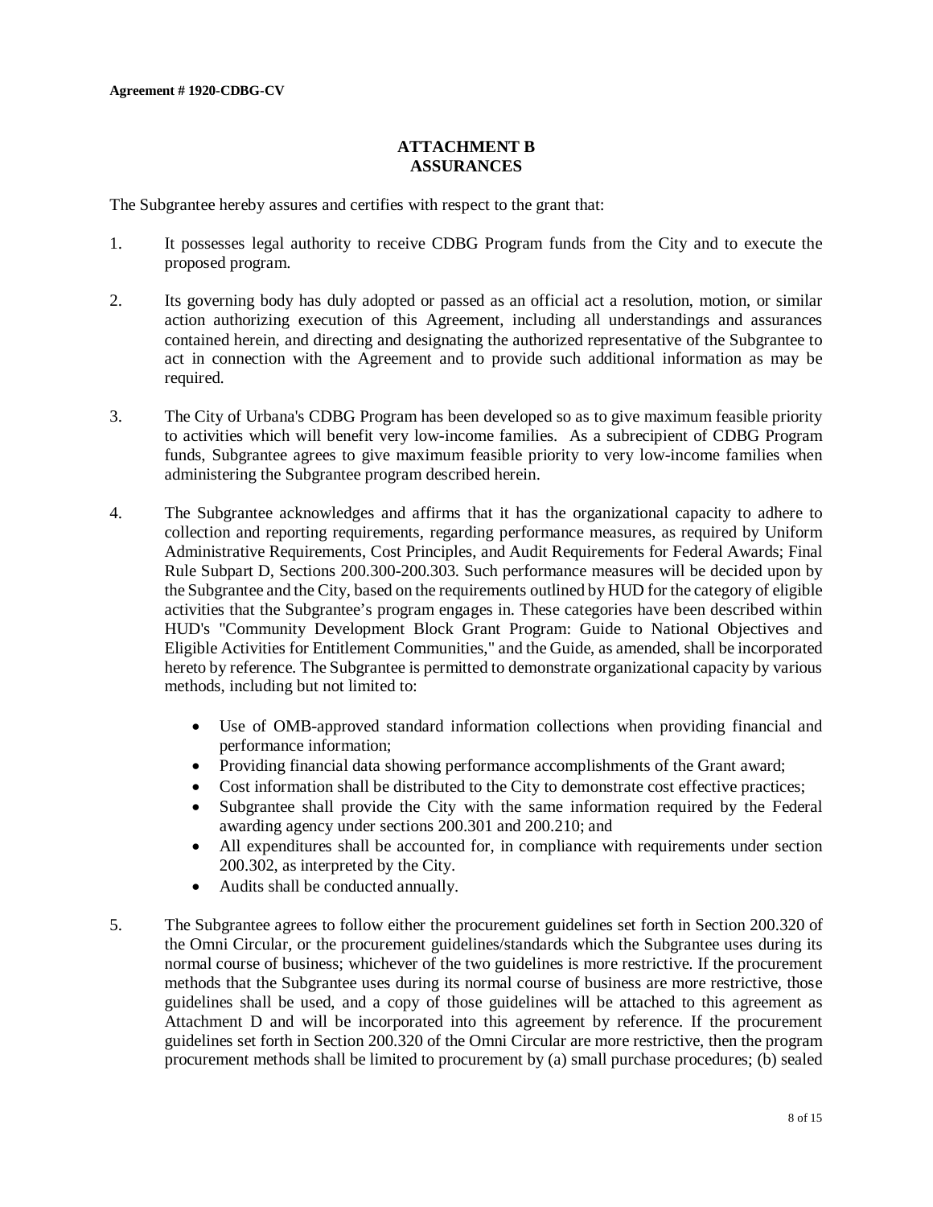**Agreement # 1920-CDBG-CV**

## ATTACHMENT B
## ASSURANCES

The Subgrantee hereby assures and certifies with respect to the grant that:

1. It possesses legal authority to receive CDBG Program funds from the City and to execute the proposed program.

2. Its governing body has duly adopted or passed as an official act a resolution, motion, or similar action authorizing execution of this Agreement, including all understandings and assurances contained herein, and directing and designating the authorized representative of the Subgrantee to act in connection with the Agreement and to provide such additional information as may be required.

3. The City of Urbana's CDBG Program has been developed so as to give maximum feasible priority to activities which will benefit very low-income families. As a subrecipient of CDBG Program funds, Subgrantee agrees to give maximum feasible priority to very low-income families when administering the Subgrantee program described herein.

4. The Subgrantee acknowledges and affirms that it has the organizational capacity to adhere to collection and reporting requirements, regarding performance measures, as required by Uniform Administrative Requirements, Cost Principles, and Audit Requirements for Federal Awards; Final Rule Subpart D, Sections 200.300-200.303. Such performance measures will be decided upon by the Subgrantee and the City, based on the requirements outlined by HUD for the category of eligible activities that the Subgrantee's program engages in. These categories have been described within HUD's "Community Development Block Grant Program: Guide to National Objectives and Eligible Activities for Entitlement Communities," and the Guide, as amended, shall be incorporated hereto by reference. The Subgrantee is permitted to demonstrate organizational capacity by various methods, including but not limited to:

    - Use of OMB-approved standard information collections when providing financial and performance information;
    - Providing financial data showing performance accomplishments of the Grant award;
    - Cost information shall be distributed to the City to demonstrate cost effective practices;
    - Subgrantee shall provide the City with the same information required by the Federal awarding agency under sections 200.301 and 200.210; and
    - All expenditures shall be accounted for, in compliance with requirements under section 200.302, as interpreted by the City.
    - Audits shall be conducted annually.

5. The Subgrantee agrees to follow either the procurement guidelines set forth in Section 200.320 of the Omni Circular, or the procurement guidelines/standards which the Subgrantee uses during its normal course of business; whichever of the two guidelines is more restrictive. If the procurement methods that the Subgrantee uses during its normal course of business are more restrictive, those guidelines shall be used, and a copy of those guidelines will be attached to this agreement as Attachment D and will be incorporated into this agreement by reference. If the procurement guidelines set forth in Section 200.320 of the Omni Circular are more restrictive, then the program procurement methods shall be limited to procurement by (a) small purchase procedures; (b) sealed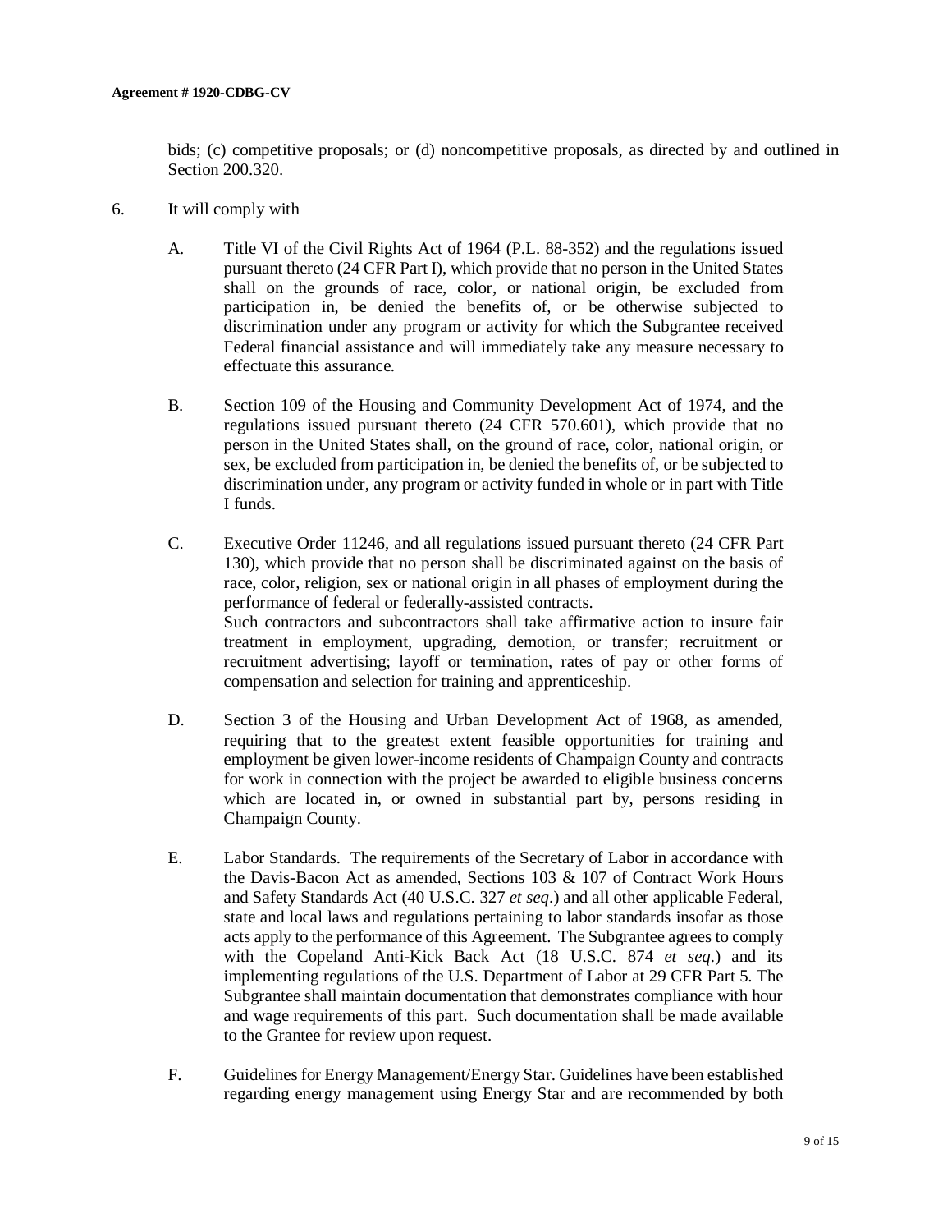bids; (c) competitive proposals; or (d) noncompetitive proposals, as directed by and outlined in Section 200.320.

6. It will comply with

   A. Title VI of the Civil Rights Act of 1964 (P.L. 88-352) and the regulations issued pursuant thereto (24 CFR Part I), which provide that no person in the United States shall on the grounds of race, color, or national origin, be excluded from participation in, be denied the benefits of, or be otherwise subjected to discrimination under any program or activity for which the Subgrantee received Federal financial assistance and will immediately take any measure necessary to effectuate this assurance.

   B. Section 109 of the Housing and Community Development Act of 1974, and the regulations issued pursuant thereto (24 CFR 570.601), which provide that no person in the United States shall, on the ground of race, color, national origin, or sex, be excluded from participation in, be denied the benefits of, or be subjected to discrimination under, any program or activity funded in whole or in part with Title I funds.

   C. Executive Order 11246, and all regulations issued pursuant thereto (24 CFR Part 130), which provide that no person shall be discriminated against on the basis of race, color, religion, sex or national origin in all phases of employment during the performance of federal or federally-assisted contracts.
   Such contractors and subcontractors shall take affirmative action to insure fair treatment in employment, upgrading, demotion, or transfer; recruitment or recruitment advertising; layoff or termination, rates of pay or other forms of compensation and selection for training and apprenticeship.

   D. Section 3 of the Housing and Urban Development Act of 1968, as amended, requiring that to the greatest extent feasible opportunities for training and employment be given lower-income residents of Champaign County and contracts for work in connection with the project be awarded to eligible business concerns which are located in, or owned in substantial part by, persons residing in Champaign County.

   E. Labor Standards. The requirements of the Secretary of Labor in accordance with the Davis-Bacon Act as amended, Sections 103 & 107 of Contract Work Hours and Safety Standards Act (40 U.S.C. 327 *et seq*.) and all other applicable Federal, state and local laws and regulations pertaining to labor standards insofar as those acts apply to the performance of this Agreement. The Subgrantee agrees to comply with the Copeland Anti-Kick Back Act (18 U.S.C. 874 *et seq*.) and its implementing regulations of the U.S. Department of Labor at 29 CFR Part 5. The Subgrantee shall maintain documentation that demonstrates compliance with hour and wage requirements of this part. Such documentation shall be made available to the Grantee for review upon request.

   F. Guidelines for Energy Management/Energy Star. Guidelines have been established regarding energy management using Energy Star and are recommended by both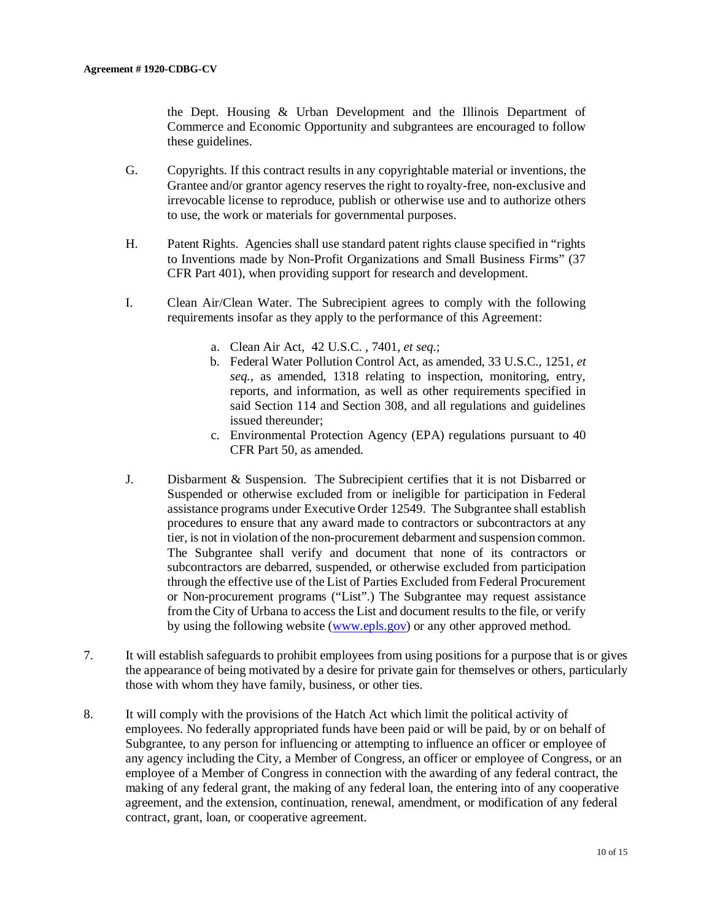the Dept. Housing & Urban Development and the Illinois Department of Commerce and Economic Opportunity and subgrantees are encouraged to follow these guidelines.

G. Copyrights. If this contract results in any copyrightable material or inventions, the Grantee and/or grantor agency reserves the right to royalty-free, non-exclusive and irrevocable license to reproduce, publish or otherwise use and to authorize others to use, the work or materials for governmental purposes.

H. Patent Rights. Agencies shall use standard patent rights clause specified in "rights to Inventions made by Non-Profit Organizations and Small Business Firms" (37 CFR Part 401), when providing support for research and development.

I. Clean Air/Clean Water. The Subrecipient agrees to comply with the following requirements insofar as they apply to the performance of this Agreement:

   a. Clean Air Act, 42 U.S.C. , 7401, *et seq.*;
   b. Federal Water Pollution Control Act, as amended, 33 U.S.C., 1251, *et seq.*, as amended, 1318 relating to inspection, monitoring, entry, reports, and information, as well as other requirements specified in said Section 114 and Section 308, and all regulations and guidelines issued thereunder;
   c. Environmental Protection Agency (EPA) regulations pursuant to 40 CFR Part 50, as amended.

J. Disbarment & Suspension. The Subrecipient certifies that it is not Disbarred or Suspended or otherwise excluded from or ineligible for participation in Federal assistance programs under Executive Order 12549. The Subgrantee shall establish procedures to ensure that any award made to contractors or subcontractors at any tier, is not in violation of the non-procurement debarment and suspension common. The Subgrantee shall verify and document that none of its contractors or subcontractors are debarred, suspended, or otherwise excluded from participation through the effective use of the List of Parties Excluded from Federal Procurement or Non-procurement programs ("List".) The Subgrantee may request assistance from the City of Urbana to access the List and document results to the file, or verify by using the following website (www.epls.gov) or any other approved method.

7. It will establish safeguards to prohibit employees from using positions for a purpose that is or gives the appearance of being motivated by a desire for private gain for themselves or others, particularly those with whom they have family, business, or other ties.

8. It will comply with the provisions of the Hatch Act which limit the political activity of employees. No federally appropriated funds have been paid or will be paid, by or on behalf of Subgrantee, to any person for influencing or attempting to influence an officer or employee of any agency including the City, a Member of Congress, an officer or employee of Congress, or an employee of a Member of Congress in connection with the awarding of any federal contract, the making of any federal grant, the making of any federal loan, the entering into of any cooperative agreement, and the extension, continuation, renewal, amendment, or modification of any federal contract, grant, loan, or cooperative agreement.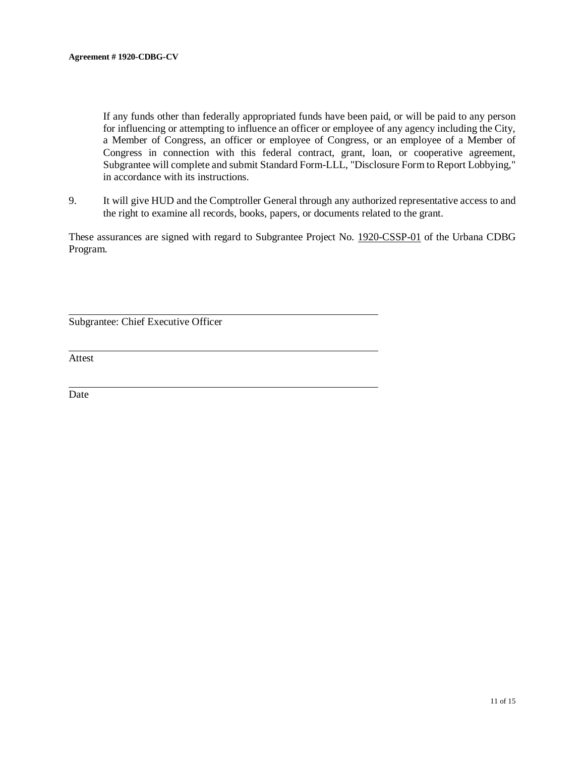If any funds other than federally appropriated funds have been paid, or will be paid to any person for influencing or attempting to influence an officer or employee of any agency including the City, a Member of Congress, an officer or employee of Congress, or an employee of a Member of Congress in connection with this federal contract, grant, loan, or cooperative agreement, Subgrantee will complete and submit Standard Form-LLL, "Disclosure Form to Report Lobbying," in accordance with its instructions.

9. It will give HUD and the Comptroller General through any authorized representative access to and the right to examine all records, books, papers, or documents related to the grant.

These assurances are signed with regard to Subgrantee Project No. 1920-CSSP-01 of the Urbana CDBG Program.

\_\_\_\_\_\_\_\_\_\_\_\_\_\_\_\_\_\_\_\_\_\_\_\_\_\_\_\_\_\_\_\_\_\_\_\_\_\_\_\_\_\_\_\_
Subgrantee: Chief Executive Officer

\_\_\_\_\_\_\_\_\_\_\_\_\_\_\_\_\_\_\_\_\_\_\_\_\_\_\_\_\_\_\_\_\_\_\_\_\_\_\_\_\_\_\_\_
Attest

\_\_\_\_\_\_\_\_\_\_\_\_\_\_\_\_\_\_\_\_\_\_\_\_\_\_\_\_\_\_\_\_\_\_\_\_\_\_\_\_\_\_\_\_
Date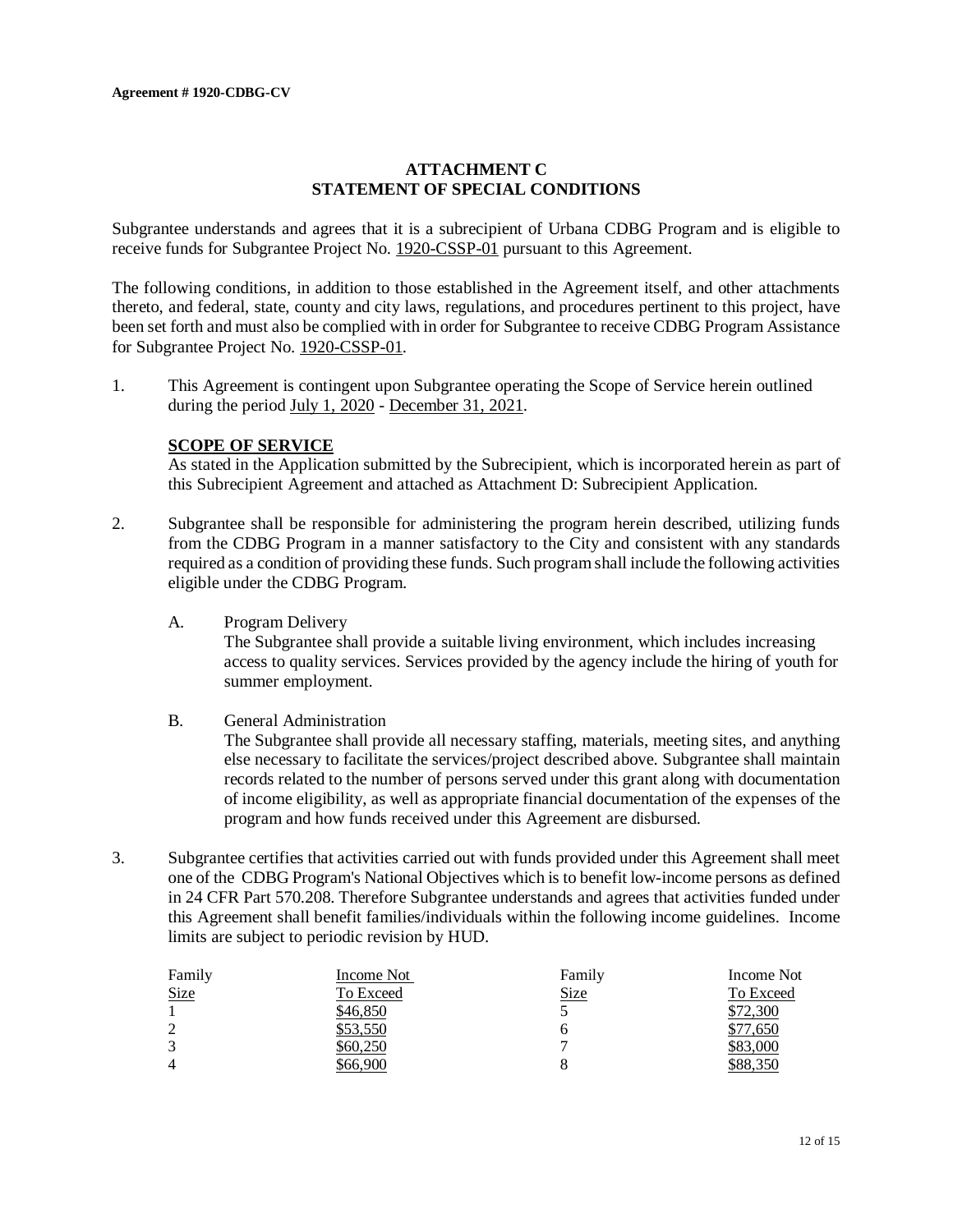**Agreement # 1920-CDBG-CV**

## ATTACHMENT C
## STATEMENT OF SPECIAL CONDITIONS

Subgrantee understands and agrees that it is a subrecipient of Urbana CDBG Program and is eligible to receive funds for Subgrantee Project No. 1920-CSSP-01 pursuant to this Agreement.

The following conditions, in addition to those established in the Agreement itself, and other attachments thereto, and federal, state, county and city laws, regulations, and procedures pertinent to this project, have been set forth and must also be complied with in order for Subgrantee to receive CDBG Program Assistance for Subgrantee Project No. 1920-CSSP-01.

1. This Agreement is contingent upon Subgrantee operating the Scope of Service herein outlined during the period July 1, 2020 - December 31, 2021.

   **SCOPE OF SERVICE**
   As stated in the Application submitted by the Subrecipient, which is incorporated herein as part of this Subrecipient Agreement and attached as Attachment D: Subrecipient Application.

2. Subgrantee shall be responsible for administering the program herein described, utilizing funds from the CDBG Program in a manner satisfactory to the City and consistent with any standards required as a condition of providing these funds. Such program shall include the following activities eligible under the CDBG Program.

   A. Program Delivery
   The Subgrantee shall provide a suitable living environment, which includes increasing access to quality services. Services provided by the agency include the hiring of youth for summer employment.

   B. General Administration
   The Subgrantee shall provide all necessary staffing, materials, meeting sites, and anything else necessary to facilitate the services/project described above. Subgrantee shall maintain records related to the number of persons served under this grant along with documentation of income eligibility, as well as appropriate financial documentation of the expenses of the program and how funds received under this Agreement are disbursed.

3. Subgrantee certifies that activities carried out with funds provided under this Agreement shall meet one of the CDBG Program's National Objectives which is to benefit low-income persons as defined in 24 CFR Part 570.208. Therefore Subgrantee understands and agrees that activities funded under this Agreement shall benefit families/individuals within the following income guidelines. Income limits are subject to periodic revision by HUD.

| Family Size | Income Not To Exceed | Family Size | Income Not To Exceed |
|---|---|---|---|
| 1 | $46,850 | 5 | $72,300 |
| 2 | $53,550 | 6 | $77,650 |
| 3 | $60,250 | 7 | $83,000 |
| 4 | $66,900 | 8 | $88,350 |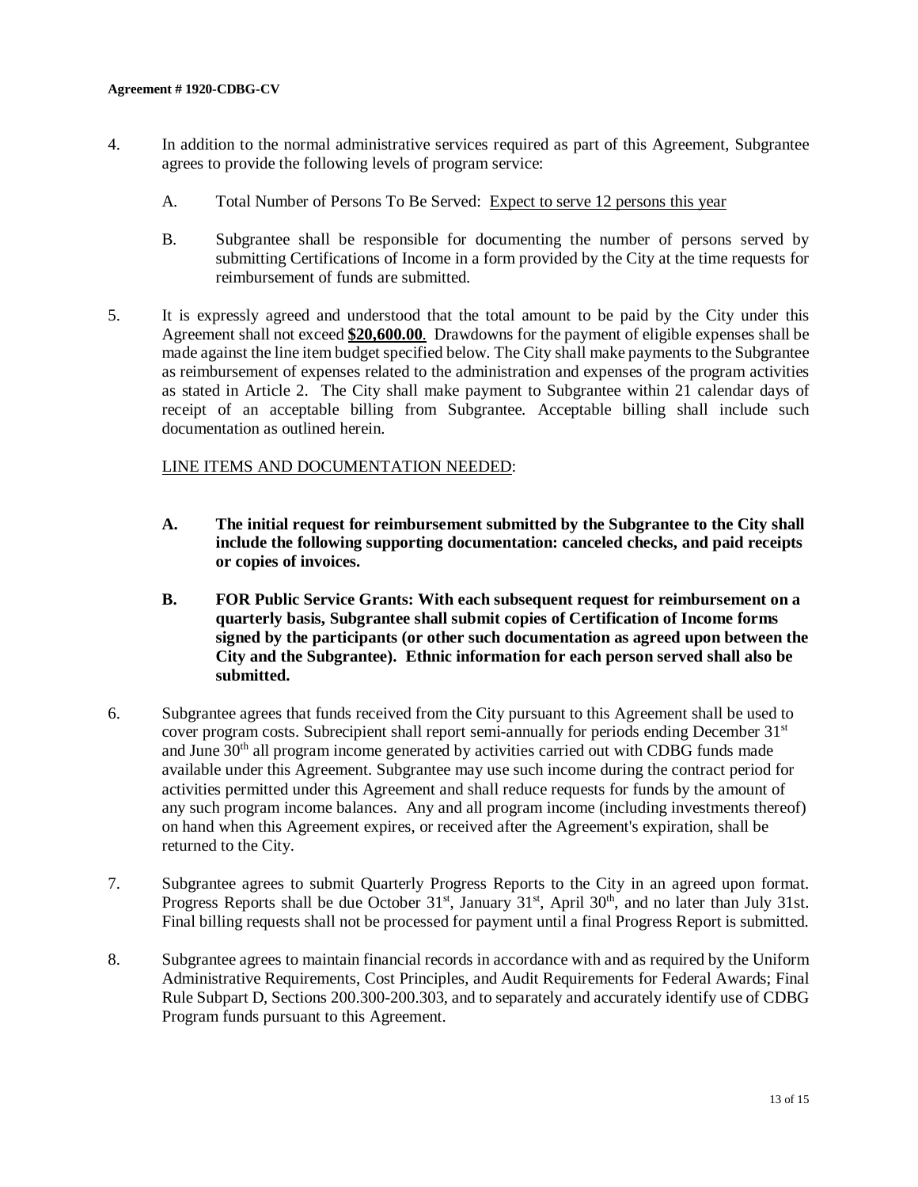4. In addition to the normal administrative services required as part of this Agreement, Subgrantee agrees to provide the following levels of program service:

   A. Total Number of Persons To Be Served: Expect to serve 12 persons this year

   B. Subgrantee shall be responsible for documenting the number of persons served by submitting Certifications of Income in a form provided by the City at the time requests for reimbursement of funds are submitted.

5. It is expressly agreed and understood that the total amount to be paid by the City under this Agreement shall not exceed **$20,600.00**. Drawdowns for the payment of eligible expenses shall be made against the line item budget specified below. The City shall make payments to the Subgrantee as reimbursement of expenses related to the administration and expenses of the program activities as stated in Article 2. The City shall make payment to Subgrantee within 21 calendar days of receipt of an acceptable billing from Subgrantee. Acceptable billing shall include such documentation as outlined herein.

   LINE ITEMS AND DOCUMENTATION NEEDED:

   **A. The initial request for reimbursement submitted by the Subgrantee to the City shall include the following supporting documentation: canceled checks, and paid receipts or copies of invoices.**

   **B. FOR Public Service Grants: With each subsequent request for reimbursement on a quarterly basis, Subgrantee shall submit copies of Certification of Income forms signed by the participants (or other such documentation as agreed upon between the City and the Subgrantee). Ethnic information for each person served shall also be submitted.**

6. Subgrantee agrees that funds received from the City pursuant to this Agreement shall be used to cover program costs. Subrecipient shall report semi-annually for periods ending December 31st and June 30th all program income generated by activities carried out with CDBG funds made available under this Agreement. Subgrantee may use such income during the contract period for activities permitted under this Agreement and shall reduce requests for funds by the amount of any such program income balances. Any and all program income (including investments thereof) on hand when this Agreement expires, or received after the Agreement's expiration, shall be returned to the City.

7. Subgrantee agrees to submit Quarterly Progress Reports to the City in an agreed upon format. Progress Reports shall be due October 31st, January 31st, April 30th, and no later than July 31st. Final billing requests shall not be processed for payment until a final Progress Report is submitted.

8. Subgrantee agrees to maintain financial records in accordance with and as required by the Uniform Administrative Requirements, Cost Principles, and Audit Requirements for Federal Awards; Final Rule Subpart D, Sections 200.300-200.303, and to separately and accurately identify use of CDBG Program funds pursuant to this Agreement.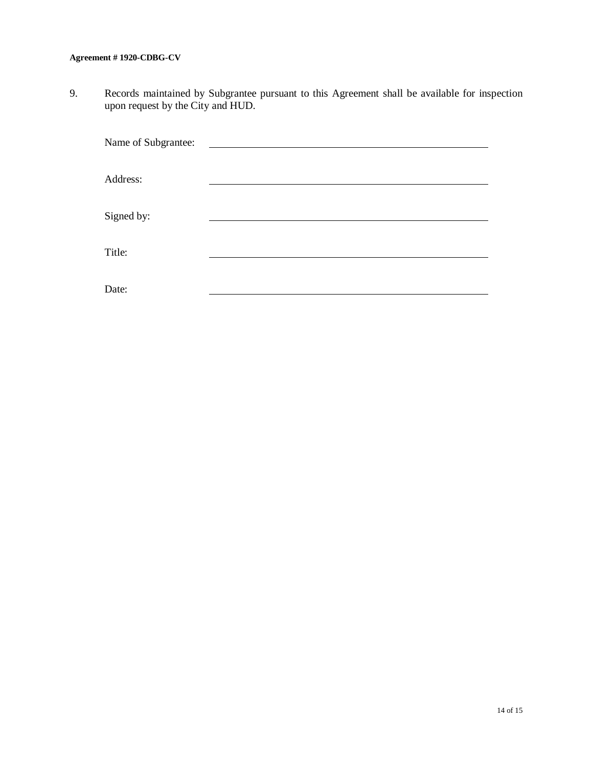9. Records maintained by Subgrantee pursuant to this Agreement shall be available for inspection upon request by the City and HUD.

Name of Subgrantee: ______________________________________________

Address: ______________________________________________

Signed by: ______________________________________________

Title: ______________________________________________

Date: ______________________________________________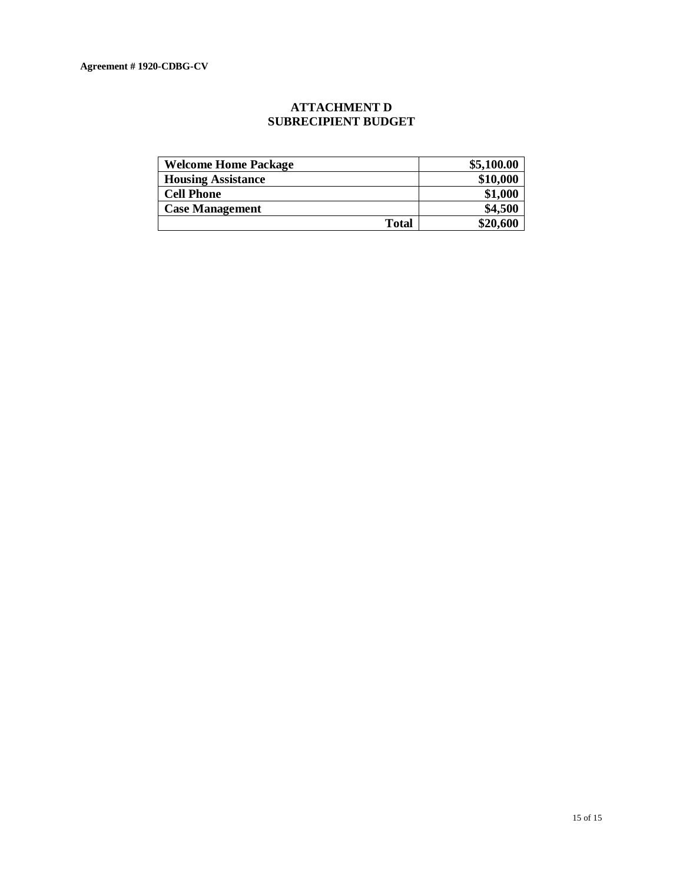**Agreement # 1920-CDBG-CV**

# ATTACHMENT D
# SUBRECIPIENT BUDGET

| | |
|---|---|
| **Welcome Home Package** | **$5,100.00** |
| **Housing Assistance** | **$10,000** |
| **Cell Phone** | **$1,000** |
| **Case Management** | **$4,500** |
| **Total** | **$20,600** |